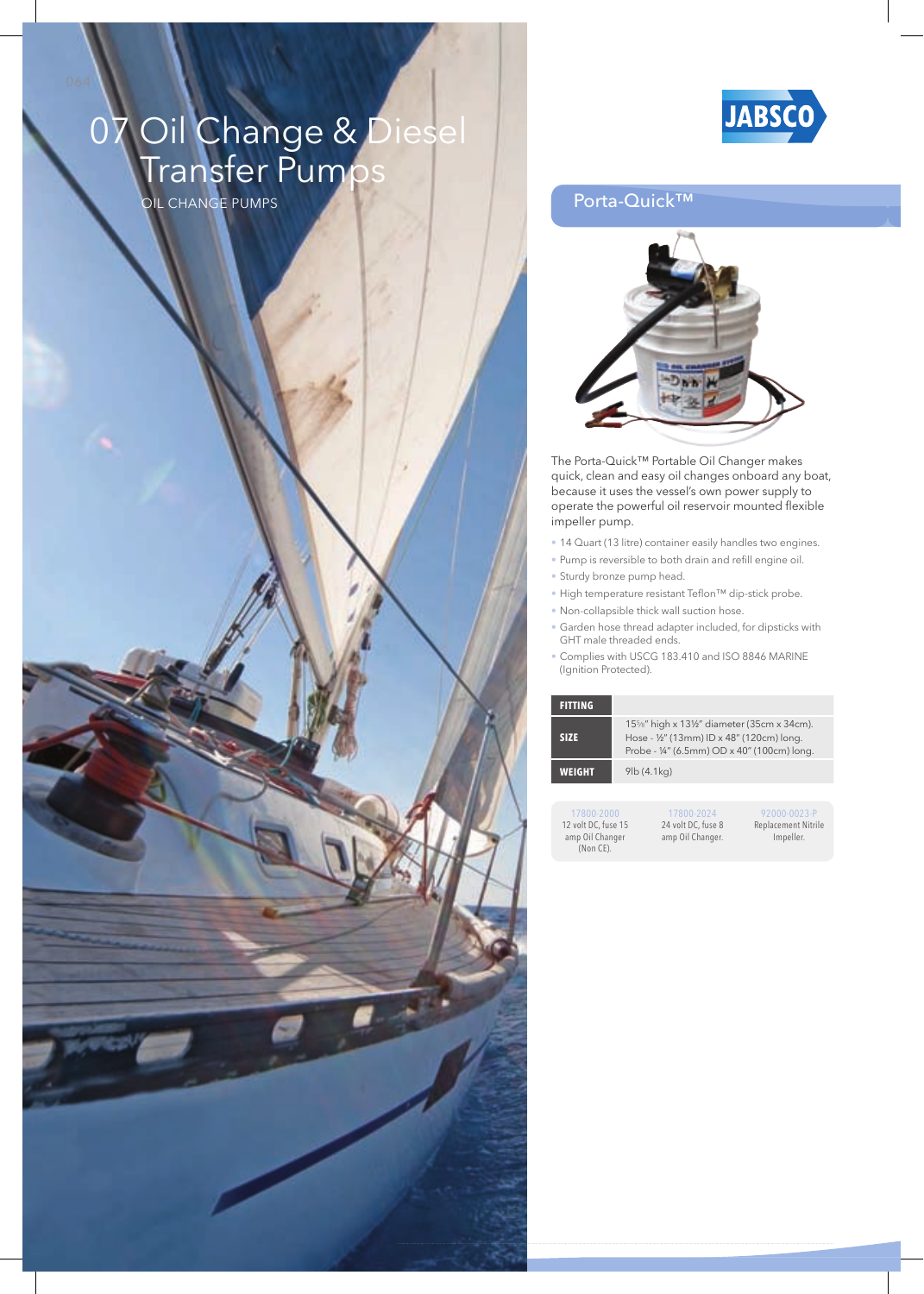# 07 Oil Change & Diesel Transfer Pumps

OIL CHANGE PUMPS

JABSCO

## Porta-Quick™

The Porta-Quick™ Portable Oil Changer makes quick, clean and easy oil changes onboard any boat, because it uses the vessel's own power supply to operate the powerful oil reservoir mounted flexible impeller pump.

- 14 Quart (13 litre) container easily handles two engines.
- Pump is reversible to both drain and refill engine oil.
- Sturdy bronze pump head.
- High temperature resistant Teflon™ dip-stick probe.
- Non-collapsible thick wall suction hose.
- Garden hose thread adapter included, for dipsticks with GHT male threaded ends.
- Complies with USCG 183.410 and ISO 8846 MARINE (Ignition Protected).

| FITTING | |
|---|---|
| SIZE | 15⅝" high x 13½" diameter (35cm x 34cm). Hose - ½" (13mm) ID x 48" (120cm) long. Probe - ¼" (6.5mm) OD x 40" (100cm) long. |
| WEIGHT | 9lb (4.1kg) |

| 17800-2000 | 17800-2024 | 92000-0023-P |
|---|---|---|
| 12 volt DC, fuse 15 amp Oil Changer (Non CE). | 24 volt DC, fuse 8 amp Oil Changer. | Replacement Nitrile Impeller. |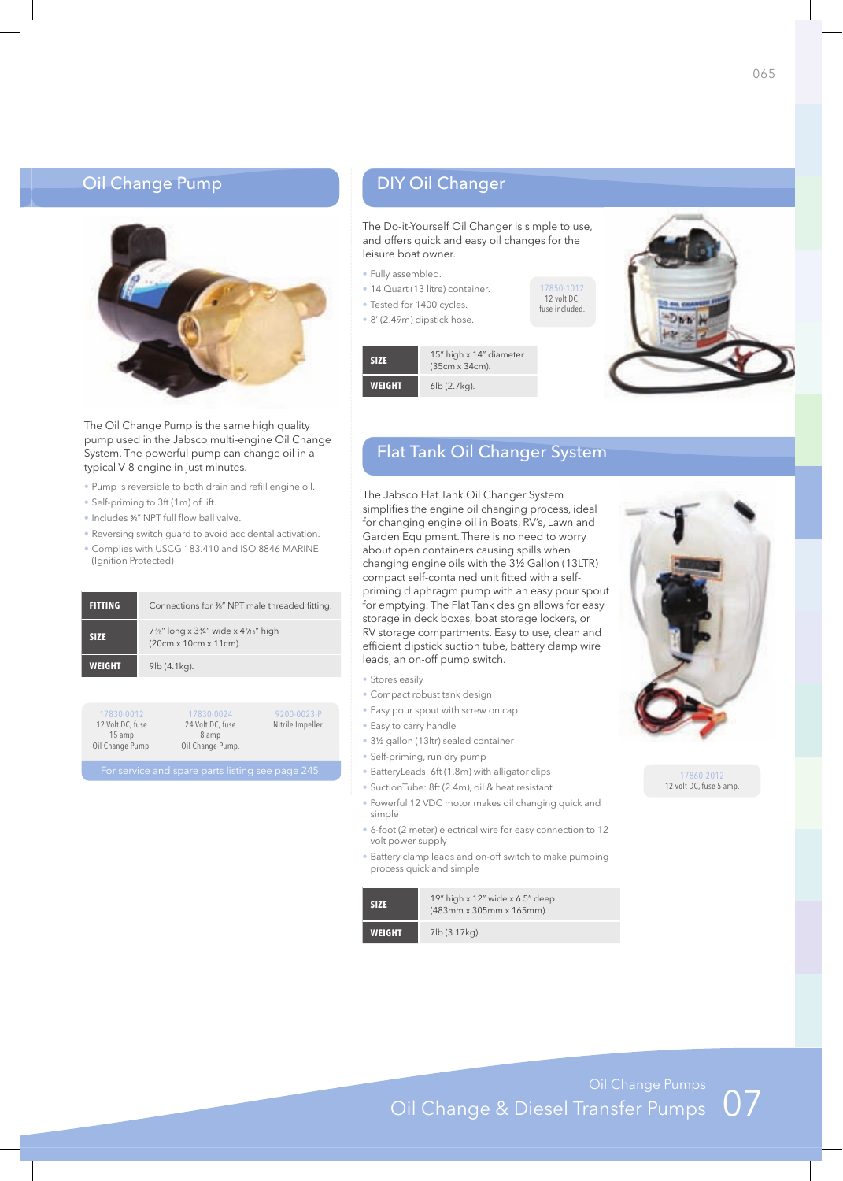## Oil Change Pump

The Oil Change Pump is the same high quality pump used in the Jabsco multi-engine Oil Change System. The powerful pump can change oil in a typical V-8 engine in just minutes.

- Pump is reversible to both drain and refill engine oil.
- Self-priming to 3ft (1m) of lift.
- Includes ⅜" NPT full flow ball valve.
- Reversing switch guard to avoid accidental activation.
- Complies with USCG 183.410 and ISO 8846 MARINE (Ignition Protected)

| | |
|---|---|
| **FITTING** | Connections for ⅜" NPT male threaded fitting. |
| **SIZE** | 7⅞" long x 3¾" wide x 4⁷⁄₁₆" high (20cm x 10cm x 11cm). |
| **WEIGHT** | 9lb (4.1kg). |

| 17830-0012 | 17830-0024 | 9200-0023-P |
|---|---|---|
| 12 Volt DC, fuse 15 amp Oil Change Pump. | 24 Volt DC, fuse 8 amp Oil Change Pump. | Nitrile Impeller. |

For service and spare parts listing see page 245.

## DIY Oil Changer

The Do-it-Yourself Oil Changer is simple to use, and offers quick and easy oil changes for the leisure boat owner.

- Fully assembled.
- 14 Quart (13 litre) container.
- Tested for 1400 cycles.
- 8' (2.49m) dipstick hose.

17850-1012
12 volt DC, fuse included.

| | |
|---|---|
| **SIZE** | 15" high x 14" diameter (35cm x 34cm). |
| **WEIGHT** | 6lb (2.7kg). |

## Flat Tank Oil Changer System

The Jabsco Flat Tank Oil Changer System simplifies the engine oil changing process, ideal for changing engine oil in Boats, RV's, Lawn and Garden Equipment. There is no need to worry about open containers causing spills when changing engine oils with the 3½ Gallon (13LTR) compact self-contained unit fitted with a self-priming diaphragm pump with an easy pour spout for emptying. The Flat Tank design allows for easy storage in deck boxes, boat storage lockers, or RV storage compartments. Easy to use, clean and efficient dipstick suction tube, battery clamp wire leads, an on-off pump switch.

- Stores easily
- Compact robust tank design
- Easy pour spout with screw on cap
- Easy to carry handle
- 3½ gallon (13ltr) sealed container
- Self-priming, run dry pump
- BatteryLeads: 6ft (1.8m) with alligator clips
- SuctionTube: 8ft (2.4m), oil & heat resistant
- Powerful 12 VDC motor makes oil changing quick and simple
- 6-foot (2 meter) electrical wire for easy connection to 12 volt power supply
- Battery clamp leads and on-off switch to make pumping process quick and simple

17860-2012
12 volt DC, fuse 5 amp.

| | |
|---|---|
| **SIZE** | 19" high x 12" wide x 6.5" deep (483mm x 305mm x 165mm). |
| **WEIGHT** | 7lb (3.17kg). |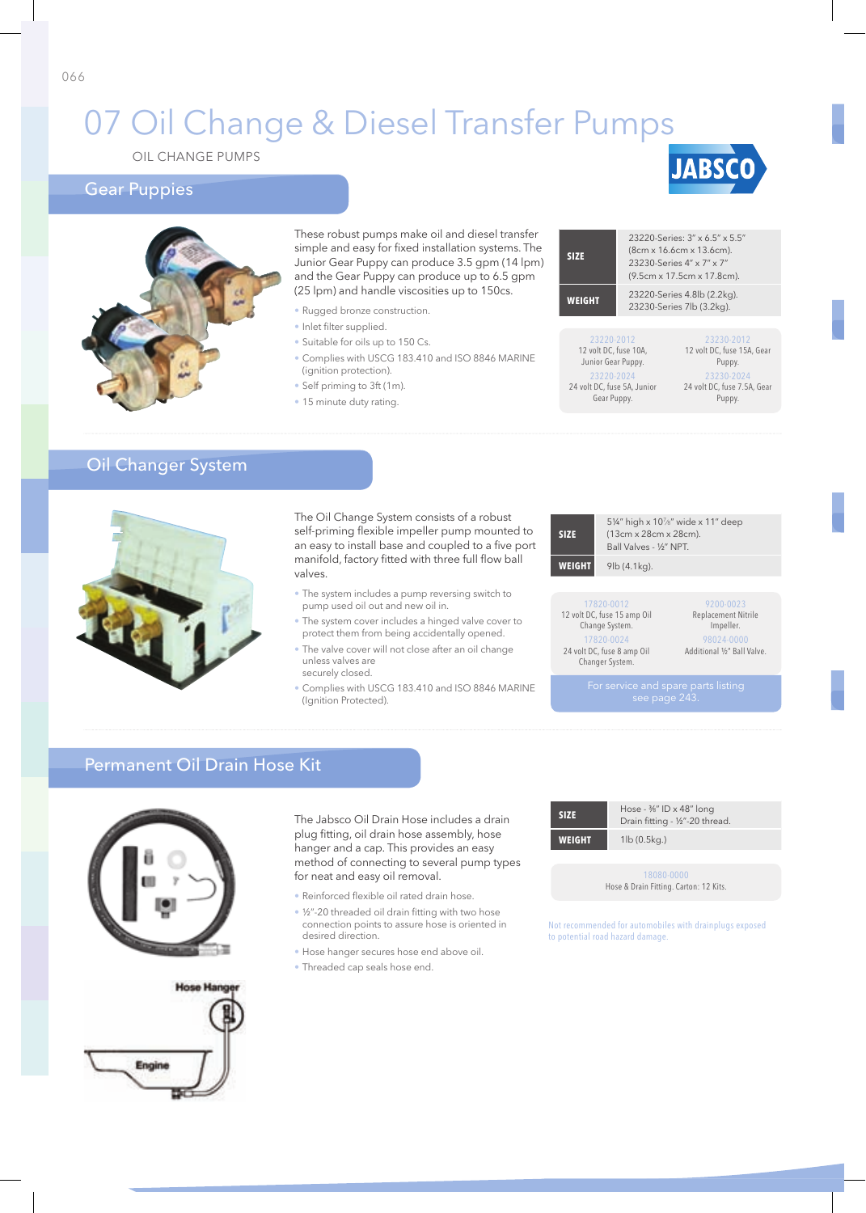# 07 Oil Change & Diesel Transfer Pumps

OIL CHANGE PUMPS

JABSCO

## Gear Puppies

These robust pumps make oil and diesel transfer simple and easy for fixed installation systems. The Junior Gear Puppy can produce 3.5 gpm (14 lpm) and the Gear Puppy can produce up to 6.5 gpm (25 lpm) and handle viscosities up to 150cs.

- Rugged bronze construction.
- Inlet filter supplied.
- Suitable for oils up to 150 Cs.
- Complies with USCG 183.410 and ISO 8846 MARINE (ignition protection).
- Self priming to 3ft (1m).
- 15 minute duty rating.

| | |
|---|---|
| **SIZE** | 23220-Series: 3" x 6.5" x 5.5" (8cm x 16.6cm x 13.6cm). 23230-Series 4" x 7" x 7" (9.5cm x 17.5cm x 17.8cm). |
| **WEIGHT** | 23220-Series 4.8lb (2.2kg). 23230-Series 7lb (3.2kg). |

| | |
|---|---|
| 23220-2012<br>12 volt DC, fuse 10A, Junior Gear Puppy. | 23230-2012<br>12 volt DC, fuse 15A, Gear Puppy. |
| 23220-2024<br>24 volt DC, fuse 5A, Junior Gear Puppy. | 23230-2024<br>24 volt DC, fuse 7.5A, Gear Puppy. |

## Oil Changer System

The Oil Change System consists of a robust self-priming flexible impeller pump mounted to an easy to install base and coupled to a five port manifold, factory fitted with three full flow ball valves.

- The system includes a pump reversing switch to pump used oil out and new oil in.
- The system cover includes a hinged valve cover to protect them from being accidentally opened.
- The valve cover will not close after an oil change unless valves are securely closed.
- Complies with USCG 183.410 and ISO 8846 MARINE (Ignition Protected).

| | |
|---|---|
| **SIZE** | 5¼" high x 10⅞" wide x 11" deep (13cm x 28cm x 28cm). Ball Valves - ½" NPT. |
| **WEIGHT** | 9lb (4.1kg). |

| | |
|---|---|
| 17820-0012<br>12 volt DC, fuse 15 amp Oil Change System. | 9200-0023<br>Replacement Nitrile Impeller. |
| 17820-0024<br>24 volt DC, fuse 8 amp Oil Changer System. | 98024-0000<br>Additional ½" Ball Valve. |

For service and spare parts listing see page 243.

## Permanent Oil Drain Hose Kit

The Jabsco Oil Drain Hose includes a drain plug fitting, oil drain hose assembly, hose hanger and a cap. This provides an easy method of connecting to several pump types for neat and easy oil removal.

- Reinforced flexible oil rated drain hose.
- ½"-20 threaded oil drain fitting with two hose connection points to assure hose is oriented in desired direction.
- Hose hanger secures hose end above oil.
- Threaded cap seals hose end.

Hose Hanger

Engine

| | |
|---|---|
| **SIZE** | Hose - ⅜" ID x 48" long Drain fitting - ½"-20 thread. |
| **WEIGHT** | 1lb (0.5kg.) |

18080-0000
Hose & Drain Fitting. Carton: 12 Kits.

Not recommended for automobiles with drainplugs exposed to potential road hazard damage.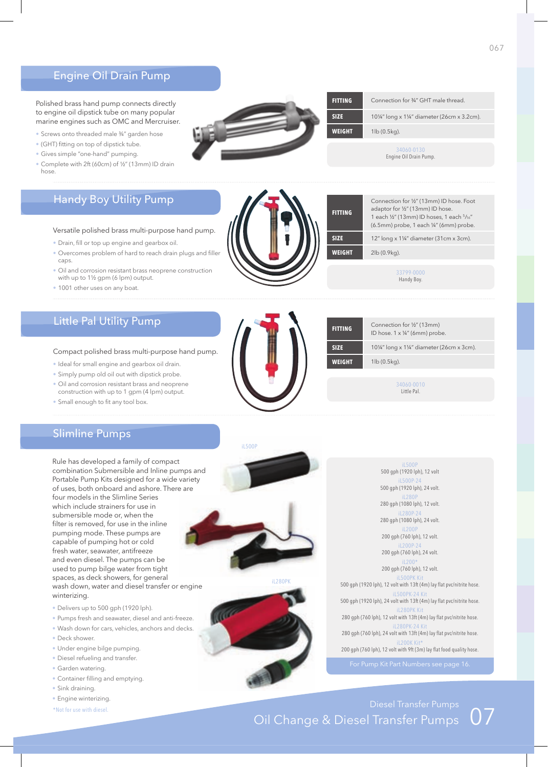## Engine Oil Drain Pump

Polished brass hand pump connects directly to engine oil dipstick tube on many popular marine engines such as OMC and Mercruiser.

- Screws onto threaded male ¾" garden hose
- (GHT) fitting on top of dipstick tube.
- Gives simple "one-hand" pumping.
- Complete with 2ft (60cm) of ½" (13mm) ID drain hose.

| | |
|---|---|
| **FITTING** | Connection for ¾" GHT male thread. |
| **SIZE** | 10¼" long x 1¼" diameter (26cm x 3.2cm). |
| **WEIGHT** | 1lb (0.5kg). |

34060-0130
Engine Oil Drain Pump.

## Handy Boy Utility Pump

Versatile polished brass multi-purpose hand pump.

- Drain, fill or top up engine and gearbox oil.
- Overcomes problem of hard to reach drain plugs and filler caps.
- Oil and corrosion resistant brass neoprene construction with up to 1½ gpm (6 lpm) output.
- 1001 other uses on any boat.

| | |
|---|---|
| **FITTING** | Connection for ½" (13mm) ID hose. Foot adaptor for ½" (13mm) ID hose. 1 each ½" (13mm) ID hoses, 1 each ⁵⁄₁₆" (6.5mm) probe, 1 each ¼" (6mm) probe. |
| **SIZE** | 12" long x 1¼" diameter (31cm x 3cm). |
| **WEIGHT** | 2lb (0.9kg). |

33799-0000
Handy Boy.

## Little Pal Utility Pump

Compact polished brass multi-purpose hand pump.

- Ideal for small engine and gearbox oil drain.
- Simply pump old oil out with dipstick probe.
- Oil and corrosion resistant brass and neoprene construction with up to 1 gpm (4 lpm) output.
- Small enough to fit any tool box.

| | |
|---|---|
| **FITTING** | Connection for ½" (13mm) ID hose. 1 x ¼" (6mm) probe. |
| **SIZE** | 10¼" long x 1¼" diameter (26cm x 3cm). |
| **WEIGHT** | 1lb (0.5kg). |

34060-0010
Little Pal.

## Slimline Pumps

Rule has developed a family of compact combination Submersible and Inline pumps and Portable Pump Kits designed for a wide variety of uses, both onboard and ashore. There are four models in the Slimline Series which include strainers for use in submersible mode or, when the filter is removed, for use in the inline pumping mode. These pumps are capable of pumping hot or cold fresh water, seawater, antifreeze and even diesel. The pumps can be used to pump bilge water from tight spaces, as deck showers, for general wash down, water and diesel transfer or engine winterizing.

- Delivers up to 500 gph (1920 lph).
- Pumps fresh and seawater, diesel and anti-freeze.
- Wash down for cars, vehicles, anchors and decks.
- Deck shower.
- Under engine bilge pumping.
- Diesel refueling and transfer.
- Garden watering.
- Container filling and emptying.
- Sink draining.
- Engine winterizing.

*Not for use with diesel.

iL500P

iL280PK

iL500P
500 gph (1920 lph), 12 volt

iL500P-24
500 gph (1920 lph), 24 volt.

iL280P
280 gph (1080 lph), 12 volt.

iL280P-24
280 gph (1080 lph), 24 volt.

iL200P
200 gph (760 lph), 12 volt.

iL200P-24
200 gph (760 lph), 24 volt.

iL200*
200 gph (760 lph), 12 volt.

iL500PK Kit
500 gph (1920 lph), 12 volt with 13ft (4m) lay flat pvc/nitrite hose.

iL500PK-24 Kit
500 gph (1920 lph), 24 volt with 13ft (4m) lay flat pvc/nitrite hose.

iL280PK Kit
280 gph (760 lph), 12 volt with 13ft (4m) lay flat pvc/nitrite hose.

iL280PK-24 Kit
280 gph (760 lph), 24 volt with 13ft (4m) lay flat pvc/nitrite hose.

iL200K Kit*
200 gph (760 lph), 12 volt with 9ft (3m) lay flat food quality hose.

For Pump Kit Part Numbers see page 16.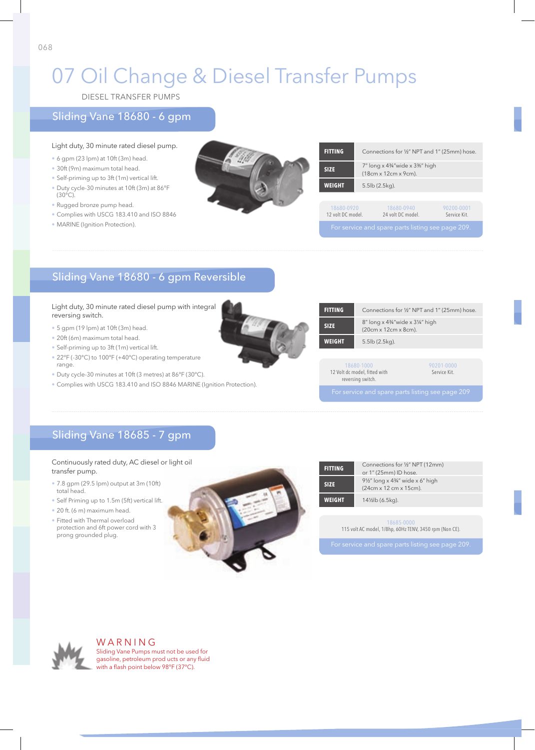# 07 Oil Change & Diesel Transfer Pumps

DIESEL TRANSFER PUMPS

## Sliding Vane 18680 - 6 gpm

Light duty, 30 minute rated diesel pump.

- 6 gpm (23 lpm) at 10ft (3m) head.
- 30ft (9m) maximum total head.
- Self-priming up to 3ft (1m) vertical lift.
- Duty cycle-30 minutes at 10ft (3m) at 86°F (30°C).
- Rugged bronze pump head.
- Complies with USCG 183.410 and ISO 8846
- MARINE (Ignition Protection).

| | |
|---|---|
| **FITTING** | Connections for ½" NPT and 1" (25mm) hose. |
| **SIZE** | 7" long x 4¾"wide x 3⅜" high (18cm x 12cm x 9cm). |
| **WEIGHT** | 5.5lb (2.5kg). |

| 18680-0920 | 18680-0940 | 90200-0001 |
|---|---|---|
| 12 volt DC model. | 24 volt DC model. | Service Kit. |

For service and spare parts listing see page 209.

## Sliding Vane 18680 - 6 gpm Reversible

Light duty, 30 minute rated diesel pump with integral reversing switch.

- 5 gpm (19 lpm) at 10ft (3m) head.
- 20ft (6m) maximum total head.
- Self-priming up to 3ft (1m) vertical lift.
- 22°F (-30°C) to 100°F (+40°C) operating temperature range.
- Duty cycle-30 minutes at 10ft (3 metres) at 86°F (30°C).
- Complies with USCG 183.410 and ISO 8846 MARINE (Ignition Protection).

| | |
|---|---|
| **FITTING** | Connections for ½" NPT and 1" (25mm) hose. |
| **SIZE** | 8" long x 4¾"wide x 3¼" high (20cm x 12cm x 8cm). |
| **WEIGHT** | 5.5lb (2.5kg). |

| 18680-1000 | 90201-0000 |
|---|---|
| 12 Volt dc model, fitted with reversing switch. | Service Kit. |

For service and spare parts listing see page 209

## Sliding Vane 18685 - 7 gpm

Continuously rated duty, AC diesel or light oil transfer pump.

- 7.8 gpm (29.5 lpm) output at 3m (10ft) total head.
- Self Priming up to 1.5m (5ft) vertical lift.
- 20 ft. (6 m) maximum head.
- Fitted with Thermal overload protection and 6ft power cord with 3 prong grounded plug.

| | |
|---|---|
| **FITTING** | Connections for ½" NPT (12mm) or 1" (25mm) ID hose. |
| **SIZE** | 9½" long x 4¾" wide x 6" high (24cm x 12 cm x 15cm). |
| **WEIGHT** | 14½lb (6.5kg). |

| 18685-0000 |
|---|
| 115 volt AC model, 1/8hp, 60Hz TENV, 3450 rpm (Non CE). |

For service and spare parts listing see page 209.

**WARNING**

Sliding Vane Pumps must not be used for gasoline, petroleum prod ucts or any fluid with a flash point below 98°F (37°C).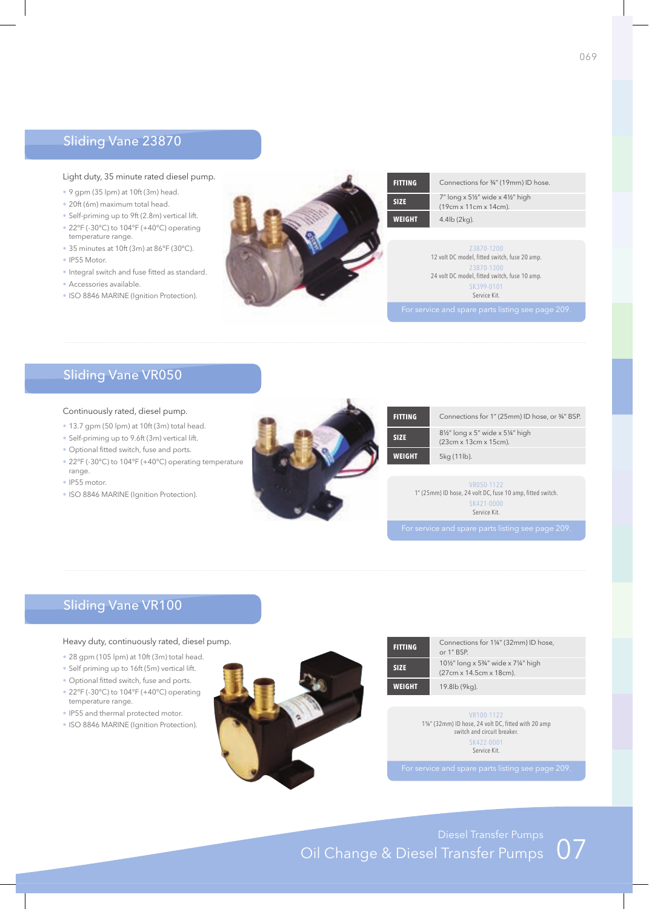## Sliding Vane 23870

Light duty, 35 minute rated diesel pump.

- 9 gpm (35 lpm) at 10ft (3m) head.
- 20ft (6m) maximum total head.
- Self-priming up to 9ft (2.8m) vertical lift.
- 22°F (-30°C) to 104°F (+40°C) operating temperature range.
- 35 minutes at 10ft (3m) at 86°F (30°C).
- IP55 Motor.
- Integral switch and fuse fitted as standard.
- Accessories available.
- ISO 8846 MARINE (Ignition Protection).

| | |
|---|---|
| **FITTING** | Connections for ¾" (19mm) ID hose. |
| **SIZE** | 7" long x 5½" wide x 4½" high (19cm x 11cm x 14cm). |
| **WEIGHT** | 4.4lb (2kg). |

23870-1200
12 volt DC model, fitted switch, fuse 20 amp.

23870-1300
24 volt DC model, fitted switch, fuse 10 amp.

SK399-0101
Service Kit.

For service and spare parts listing see page 209.

## Sliding Vane VR050

Continuously rated, diesel pump.

- 13.7 gpm (50 lpm) at 10ft (3m) total head.
- Self-priming up to 9.6ft (3m) vertical lift.
- Optional fitted switch, fuse and ports.
- 22°F (-30°C) to 104°F (+40°C) operating temperature range.
- IP55 motor.
- ISO 8846 MARINE (Ignition Protection).

| | |
|---|---|
| **FITTING** | Connections for 1" (25mm) ID hose, or ¾" BSP. |
| **SIZE** | 8½" long x 5" wide x 5¼" high (23cm x 13cm x 15cm). |
| **WEIGHT** | 5kg (11lb). |

VR050-1122
1" (25mm) ID hose, 24 volt DC, fuse 10 amp, fitted switch.

SK421-0000
Service Kit.

For service and spare parts listing see page 209.

## Sliding Vane VR100

Heavy duty, continuously rated, diesel pump.

- 28 gpm (105 lpm) at 10ft (3m) total head.
- Self priming up to 16ft (5m) vertical lift.
- Optional fitted switch, fuse and ports.
- 22°F (-30°C) to 104°F (+40°C) operating temperature range.
- IP55 and thermal protected motor.
- ISO 8846 MARINE (Ignition Protection).

| | |
|---|---|
| **FITTING** | Connections for 1¼" (32mm) ID hose, or 1" BSP. |
| **SIZE** | 10½" long x 5¾" wide x 7¼" high (27cm x 14.5cm x 18cm). |
| **WEIGHT** | 19.8lb (9kg). |

VR100-1122
1¼" (32mm) ID hose, 24 volt DC, fitted with 20 amp switch and circuit breaker.

SK422-0001
Service Kit.

For service and spare parts listing see page 209.